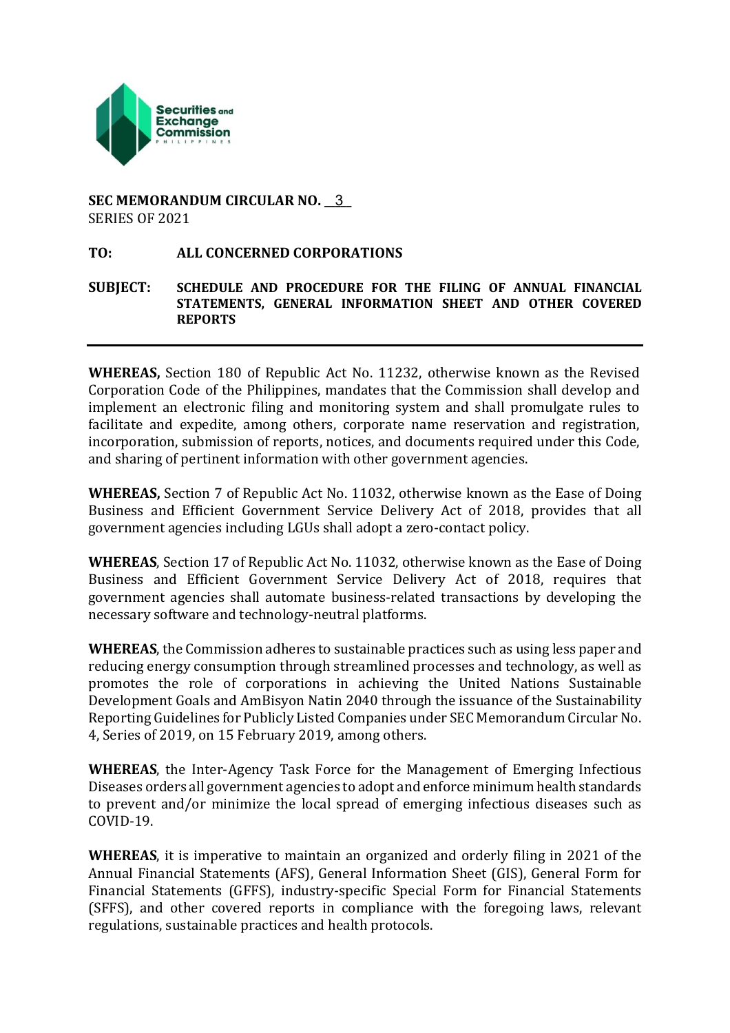**SEC MEMORANDUM CIRCULAR NO. __3__**
SERIES OF 2021

**TO: ALL CONCERNED CORPORATIONS**

**SUBJECT: SCHEDULE AND PROCEDURE FOR THE FILING OF ANNUAL FINANCIAL STATEMENTS, GENERAL INFORMATION SHEET AND OTHER COVERED REPORTS**

---

**WHEREAS,** Section 180 of Republic Act No. 11232, otherwise known as the Revised Corporation Code of the Philippines, mandates that the Commission shall develop and implement an electronic filing and monitoring system and shall promulgate rules to facilitate and expedite, among others, corporate name reservation and registration, incorporation, submission of reports, notices, and documents required under this Code, and sharing of pertinent information with other government agencies.

**WHEREAS,** Section 7 of Republic Act No. 11032, otherwise known as the Ease of Doing Business and Efficient Government Service Delivery Act of 2018, provides that all government agencies including LGUs shall adopt a zero-contact policy.

**WHEREAS**, Section 17 of Republic Act No. 11032, otherwise known as the Ease of Doing Business and Efficient Government Service Delivery Act of 2018, requires that government agencies shall automate business-related transactions by developing the necessary software and technology-neutral platforms.

**WHEREAS**, the Commission adheres to sustainable practices such as using less paper and reducing energy consumption through streamlined processes and technology, as well as promotes the role of corporations in achieving the United Nations Sustainable Development Goals and AmBisyon Natin 2040 through the issuance of the Sustainability Reporting Guidelines for Publicly Listed Companies under SEC Memorandum Circular No. 4, Series of 2019, on 15 February 2019, among others.

**WHEREAS**, the Inter-Agency Task Force for the Management of Emerging Infectious Diseases orders all government agencies to adopt and enforce minimum health standards to prevent and/or minimize the local spread of emerging infectious diseases such as COVID-19.

**WHEREAS**, it is imperative to maintain an organized and orderly filing in 2021 of the Annual Financial Statements (AFS), General Information Sheet (GIS), General Form for Financial Statements (GFFS), industry-specific Special Form for Financial Statements (SFFS), and other covered reports in compliance with the foregoing laws, relevant regulations, sustainable practices and health protocols.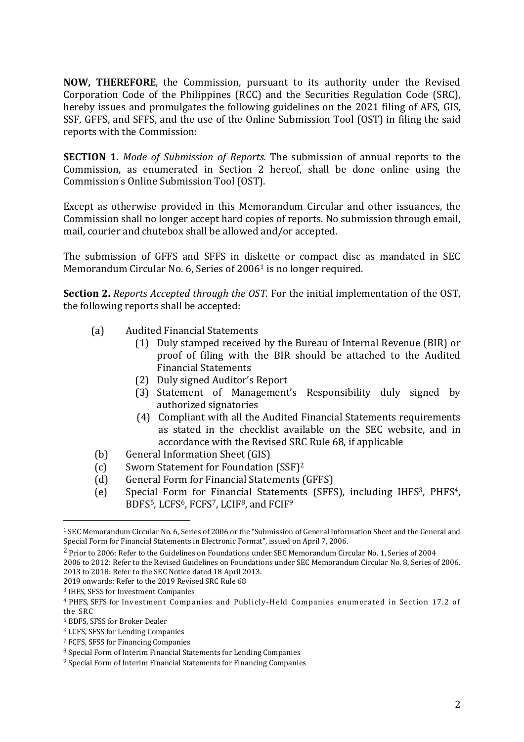**NOW, THEREFORE**, the Commission, pursuant to its authority under the Revised Corporation Code of the Philippines (RCC) and the Securities Regulation Code (SRC), hereby issues and promulgates the following guidelines on the 2021 filing of AFS, GIS, SSF, GFFS, and SFFS, and the use of the Online Submission Tool (OST) in filing the said reports with the Commission:

**SECTION 1.** *Mode of Submission of Reports.* The submission of annual reports to the Commission, as enumerated in Section 2 hereof, shall be done online using the Commission's Online Submission Tool (OST).

Except as otherwise provided in this Memorandum Circular and other issuances, the Commission shall no longer accept hard copies of reports. No submission through email, mail, courier and chutebox shall be allowed and/or accepted.

The submission of GFFS and SFFS in diskette or compact disc as mandated in SEC Memorandum Circular No. 6, Series of 2006[1] is no longer required.

**Section 2.** *Reports Accepted through the OST.* For the initial implementation of the OST, the following reports shall be accepted:

(a) Audited Financial Statements
   (1) Duly stamped received by the Bureau of Internal Revenue (BIR) or proof of filing with the BIR should be attached to the Audited Financial Statements
   (2) Duly signed Auditor's Report
   (3) Statement of Management's Responsibility duly signed by authorized signatories
   (4) Compliant with all the Audited Financial Statements requirements as stated in the checklist available on the SEC website, and in accordance with the Revised SRC Rule 68, if applicable

(b) General Information Sheet (GIS)

(c) Sworn Statement for Foundation (SSF)[2]

(d) General Form for Financial Statements (GFFS)

(e) Special Form for Financial Statements (SFFS), including IHFS[3], PHFS[4], BDFS[5], LCFS[6], FCFS[7], LCIF[8], and FCIF[9]

---

[1] SEC Memorandum Circular No. 6, Series of 2006 or the "Submission of General Information Sheet and the General and Special Form for Financial Statements in Electronic Format", issued on April 7, 2006.

[2] Prior to 2006: Refer to the Guidelines on Foundations under SEC Memorandum Circular No. 1, Series of 2004
2006 to 2012: Refer to the Revised Guidelines on Foundations under SEC Memorandum Circular No. 8, Series of 2006.
2013 to 2018: Refer to the SEC Notice dated 18 April 2013.
2019 onwards: Refer to the 2019 Revised SRC Rule 68

[3] IHFS, SFSS for Investment Companies

[4] PHFS, SFFS for Investment Companies and Publicly-Held Companies enumerated in Section 17.2 of the SRC

[5] BDFS, SFSS for Broker Dealer

[6] LCFS, SFSS for Lending Companies

[7] FCFS, SFSS for Financing Companies

[8] Special Form of Interim Financial Statements for Lending Companies

[9] Special Form of Interim Financial Statements for Financing Companies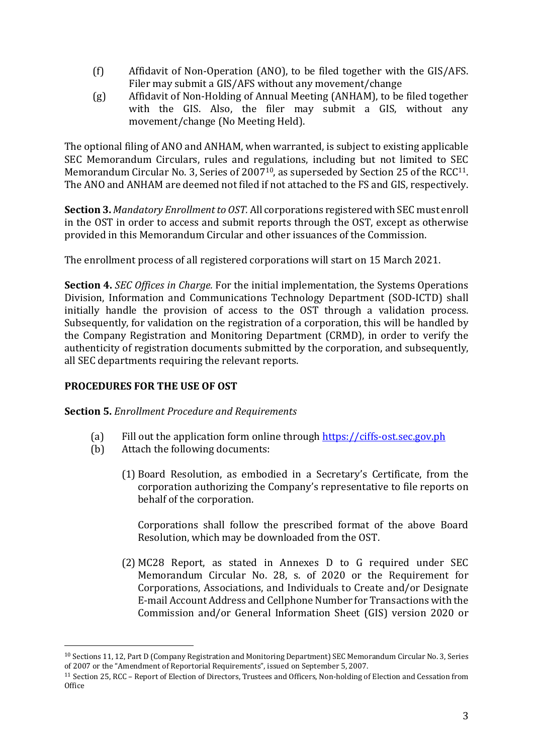(f) Affidavit of Non-Operation (ANO), to be filed together with the GIS/AFS. Filer may submit a GIS/AFS without any movement/change

(g) Affidavit of Non-Holding of Annual Meeting (ANHAM), to be filed together with the GIS. Also, the filer may submit a GIS, without any movement/change (No Meeting Held).

The optional filing of ANO and ANHAM, when warranted, is subject to existing applicable SEC Memorandum Circulars, rules and regulations, including but not limited to SEC Memorandum Circular No. 3, Series of 2007[10], as superseded by Section 25 of the RCC[11]. The ANO and ANHAM are deemed not filed if not attached to the FS and GIS, respectively.

**Section 3.** *Mandatory Enrollment to OST.* All corporations registered with SEC must enroll in the OST in order to access and submit reports through the OST, except as otherwise provided in this Memorandum Circular and other issuances of the Commission.

The enrollment process of all registered corporations will start on 15 March 2021.

**Section 4.** *SEC Offices in Charge.* For the initial implementation, the Systems Operations Division, Information and Communications Technology Department (SOD-ICTD) shall initially handle the provision of access to the OST through a validation process. Subsequently, for validation on the registration of a corporation, this will be handled by the Company Registration and Monitoring Department (CRMD), in order to verify the authenticity of registration documents submitted by the corporation, and subsequently, all SEC departments requiring the relevant reports.

## PROCEDURES FOR THE USE OF OST

**Section 5.** *Enrollment Procedure and Requirements*

(a) Fill out the application form online through https://ciffs-ost.sec.gov.ph

(b) Attach the following documents:

(1) Board Resolution, as embodied in a Secretary's Certificate, from the corporation authorizing the Company's representative to file reports on behalf of the corporation.

Corporations shall follow the prescribed format of the above Board Resolution, which may be downloaded from the OST.

(2) MC28 Report, as stated in Annexes D to G required under SEC Memorandum Circular No. 28, s. of 2020 or the Requirement for Corporations, Associations, and Individuals to Create and/or Designate E-mail Account Address and Cellphone Number for Transactions with the Commission and/or General Information Sheet (GIS) version 2020 or

---

[10] Sections 11, 12, Part D (Company Registration and Monitoring Department) SEC Memorandum Circular No. 3, Series of 2007 or the "Amendment of Reportorial Requirements", issued on September 5, 2007.

[11] Section 25, RCC – Report of Election of Directors, Trustees and Officers, Non-holding of Election and Cessation from Office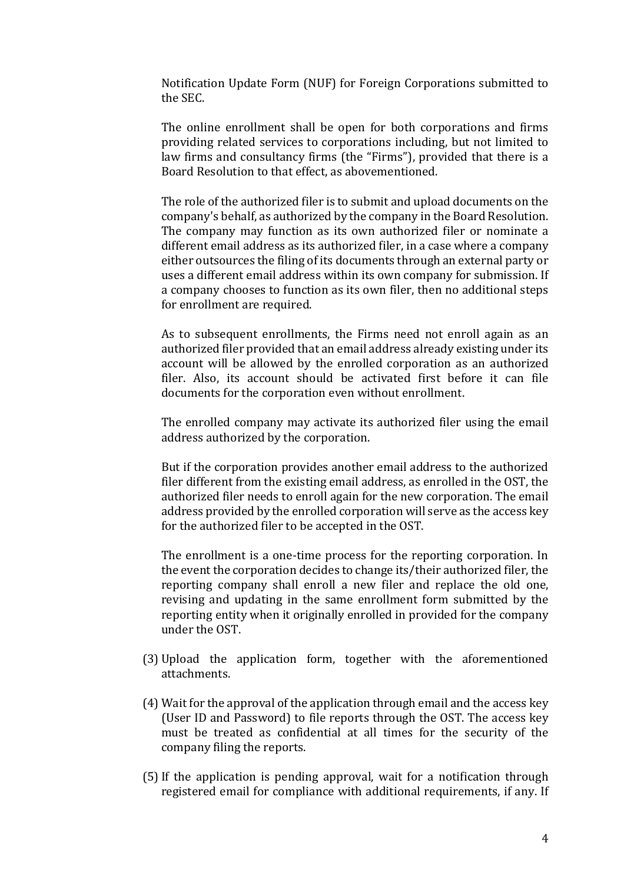Notification Update Form (NUF) for Foreign Corporations submitted to the SEC.

The online enrollment shall be open for both corporations and firms providing related services to corporations including, but not limited to law firms and consultancy firms (the "Firms"), provided that there is a Board Resolution to that effect, as abovementioned.

The role of the authorized filer is to submit and upload documents on the company's behalf, as authorized by the company in the Board Resolution. The company may function as its own authorized filer or nominate a different email address as its authorized filer, in a case where a company either outsources the filing of its documents through an external party or uses a different email address within its own company for submission. If a company chooses to function as its own filer, then no additional steps for enrollment are required.

As to subsequent enrollments, the Firms need not enroll again as an authorized filer provided that an email address already existing under its account will be allowed by the enrolled corporation as an authorized filer. Also, its account should be activated first before it can file documents for the corporation even without enrollment.

The enrolled company may activate its authorized filer using the email address authorized by the corporation.

But if the corporation provides another email address to the authorized filer different from the existing email address, as enrolled in the OST, the authorized filer needs to enroll again for the new corporation. The email address provided by the enrolled corporation will serve as the access key for the authorized filer to be accepted in the OST.

The enrollment is a one-time process for the reporting corporation. In the event the corporation decides to change its/their authorized filer, the reporting company shall enroll a new filer and replace the old one, revising and updating in the same enrollment form submitted by the reporting entity when it originally enrolled in provided for the company under the OST.

(3) Upload the application form, together with the aforementioned attachments.

(4) Wait for the approval of the application through email and the access key (User ID and Password) to file reports through the OST. The access key must be treated as confidential at all times for the security of the company filing the reports.

(5) If the application is pending approval, wait for a notification through registered email for compliance with additional requirements, if any. If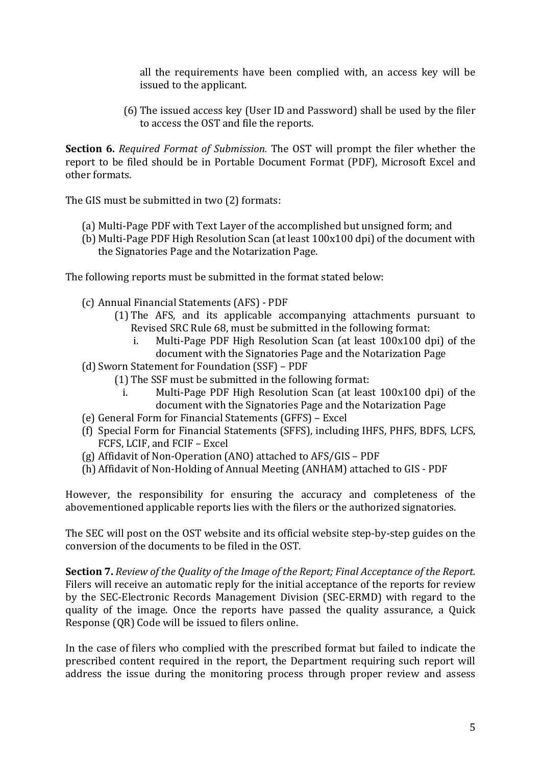all the requirements have been complied with, an access key will be issued to the applicant.

(6) The issued access key (User ID and Password) shall be used by the filer to access the OST and file the reports.

**Section 6.** *Required Format of Submission.* The OST will prompt the filer whether the report to be filed should be in Portable Document Format (PDF), Microsoft Excel and other formats.

The GIS must be submitted in two (2) formats:

(a) Multi-Page PDF with Text Layer of the accomplished but unsigned form; and
(b) Multi-Page PDF High Resolution Scan (at least 100x100 dpi) of the document with the Signatories Page and the Notarization Page.

The following reports must be submitted in the format stated below:

(c) Annual Financial Statements (AFS) - PDF
  (1) The AFS, and its applicable accompanying attachments pursuant to Revised SRC Rule 68, must be submitted in the following format:
    i. Multi-Page PDF High Resolution Scan (at least 100x100 dpi) of the document with the Signatories Page and the Notarization Page
(d) Sworn Statement for Foundation (SSF) – PDF
  (1) The SSF must be submitted in the following format:
    i. Multi-Page PDF High Resolution Scan (at least 100x100 dpi) of the document with the Signatories Page and the Notarization Page
(e) General Form for Financial Statements (GFFS) – Excel
(f) Special Form for Financial Statements (SFFS), including IHFS, PHFS, BDFS, LCFS, FCFS, LCIF, and FCIF – Excel
(g) Affidavit of Non-Operation (ANO) attached to AFS/GIS – PDF
(h) Affidavit of Non-Holding of Annual Meeting (ANHAM) attached to GIS - PDF

However, the responsibility for ensuring the accuracy and completeness of the abovementioned applicable reports lies with the filers or the authorized signatories.

The SEC will post on the OST website and its official website step-by-step guides on the conversion of the documents to be filed in the OST.

**Section 7.** *Review of the Quality of the Image of the Report; Final Acceptance of the Report.* Filers will receive an automatic reply for the initial acceptance of the reports for review by the SEC-Electronic Records Management Division (SEC-ERMD) with regard to the quality of the image. Once the reports have passed the quality assurance, a Quick Response (QR) Code will be issued to filers online.

In the case of filers who complied with the prescribed format but failed to indicate the prescribed content required in the report, the Department requiring such report will address the issue during the monitoring process through proper review and assess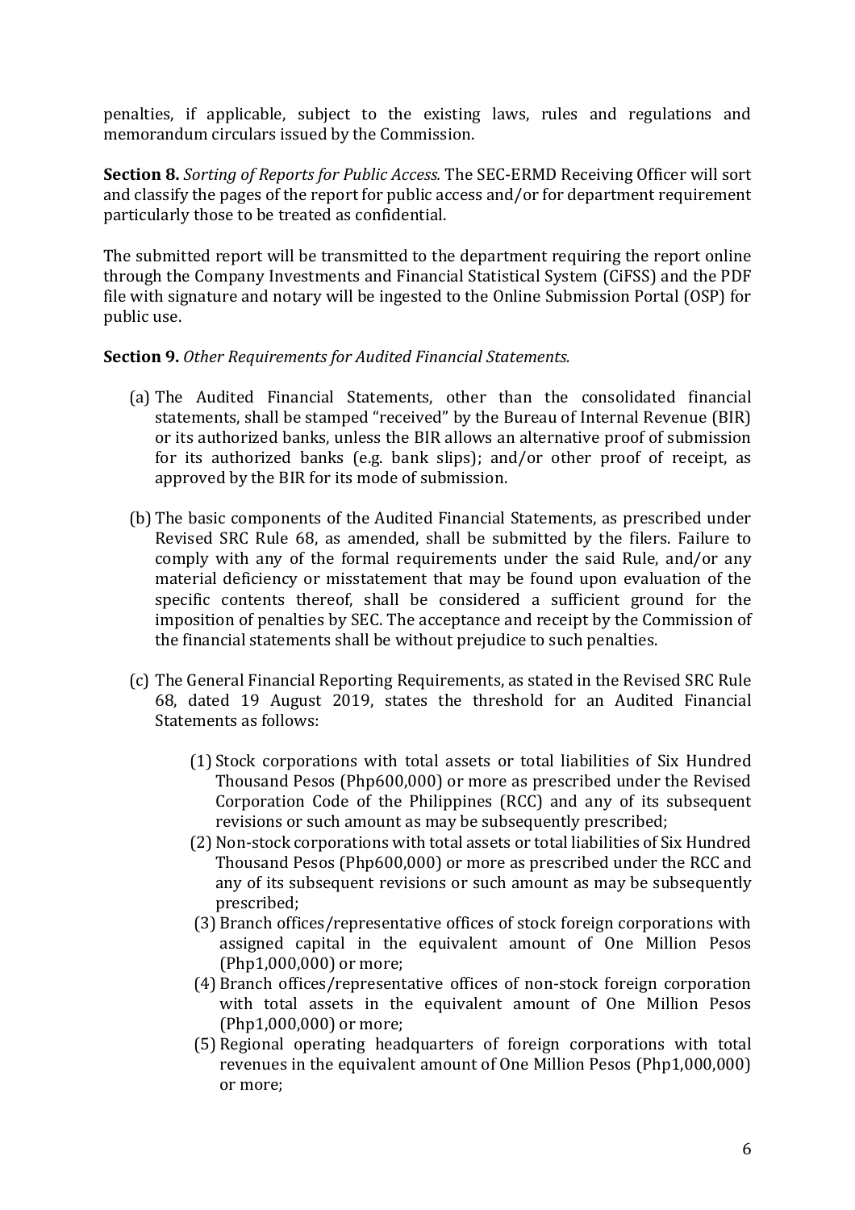penalties, if applicable, subject to the existing laws, rules and regulations and memorandum circulars issued by the Commission.

**Section 8.** *Sorting of Reports for Public Access.* The SEC-ERMD Receiving Officer will sort and classify the pages of the report for public access and/or for department requirement particularly those to be treated as confidential.

The submitted report will be transmitted to the department requiring the report online through the Company Investments and Financial Statistical System (CiFSS) and the PDF file with signature and notary will be ingested to the Online Submission Portal (OSP) for public use.

**Section 9.** *Other Requirements for Audited Financial Statements.*

(a) The Audited Financial Statements, other than the consolidated financial statements, shall be stamped "received" by the Bureau of Internal Revenue (BIR) or its authorized banks, unless the BIR allows an alternative proof of submission for its authorized banks (e.g. bank slips); and/or other proof of receipt, as approved by the BIR for its mode of submission.

(b) The basic components of the Audited Financial Statements, as prescribed under Revised SRC Rule 68, as amended, shall be submitted by the filers. Failure to comply with any of the formal requirements under the said Rule, and/or any material deficiency or misstatement that may be found upon evaluation of the specific contents thereof, shall be considered a sufficient ground for the imposition of penalties by SEC. The acceptance and receipt by the Commission of the financial statements shall be without prejudice to such penalties.

(c) The General Financial Reporting Requirements, as stated in the Revised SRC Rule 68, dated 19 August 2019, states the threshold for an Audited Financial Statements as follows:

  (1) Stock corporations with total assets or total liabilities of Six Hundred Thousand Pesos (Php600,000) or more as prescribed under the Revised Corporation Code of the Philippines (RCC) and any of its subsequent revisions or such amount as may be subsequently prescribed;

  (2) Non-stock corporations with total assets or total liabilities of Six Hundred Thousand Pesos (Php600,000) or more as prescribed under the RCC and any of its subsequent revisions or such amount as may be subsequently prescribed;

  (3) Branch offices/representative offices of stock foreign corporations with assigned capital in the equivalent amount of One Million Pesos (Php1,000,000) or more;

  (4) Branch offices/representative offices of non-stock foreign corporation with total assets in the equivalent amount of One Million Pesos (Php1,000,000) or more;

  (5) Regional operating headquarters of foreign corporations with total revenues in the equivalent amount of One Million Pesos (Php1,000,000) or more;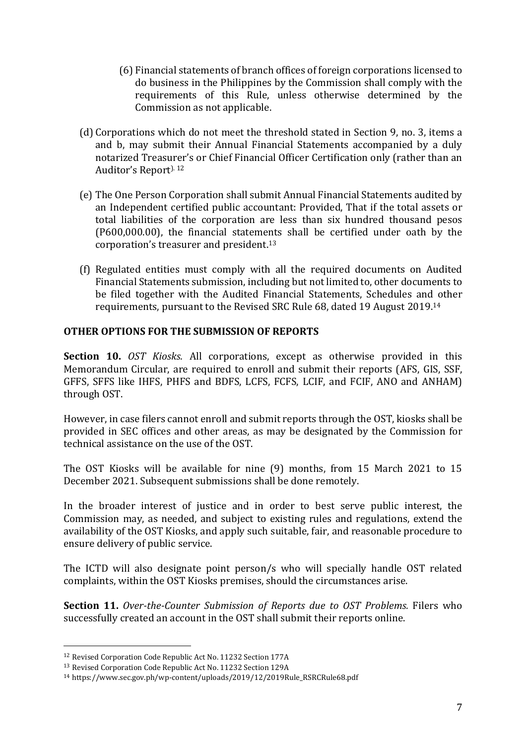(6) Financial statements of branch offices of foreign corporations licensed to do business in the Philippines by the Commission shall comply with the requirements of this Rule, unless otherwise determined by the Commission as not applicable.

(d) Corporations which do not meet the threshold stated in Section 9, no. 3, items a and b, may submit their Annual Financial Statements accompanied by a duly notarized Treasurer's or Chief Financial Officer Certification only (rather than an Auditor's Report). [12]

(e) The One Person Corporation shall submit Annual Financial Statements audited by an Independent certified public accountant: Provided, That if the total assets or total liabilities of the corporation are less than six hundred thousand pesos (P600,000.00), the financial statements shall be certified under oath by the corporation's treasurer and president.[13]

(f) Regulated entities must comply with all the required documents on Audited Financial Statements submission, including but not limited to, other documents to be filed together with the Audited Financial Statements, Schedules and other requirements, pursuant to the Revised SRC Rule 68, dated 19 August 2019.[14]

**OTHER OPTIONS FOR THE SUBMISSION OF REPORTS**

**Section 10.** *OST Kiosks.* All corporations, except as otherwise provided in this Memorandum Circular, are required to enroll and submit their reports (AFS, GIS, SSF, GFFS, SFFS like IHFS, PHFS and BDFS, LCFS, FCFS, LCIF, and FCIF, ANO and ANHAM) through OST.

However, in case filers cannot enroll and submit reports through the OST, kiosks shall be provided in SEC offices and other areas, as may be designated by the Commission for technical assistance on the use of the OST.

The OST Kiosks will be available for nine (9) months, from 15 March 2021 to 15 December 2021. Subsequent submissions shall be done remotely.

In the broader interest of justice and in order to best serve public interest, the Commission may, as needed, and subject to existing rules and regulations, extend the availability of the OST Kiosks, and apply such suitable, fair, and reasonable procedure to ensure delivery of public service.

The ICTD will also designate point person/s who will specially handle OST related complaints, within the OST Kiosks premises, should the circumstances arise.

**Section 11.** *Over-the-Counter Submission of Reports due to OST Problems.* Filers who successfully created an account in the OST shall submit their reports online.

---

[12] Revised Corporation Code Republic Act No. 11232 Section 177A

[13] Revised Corporation Code Republic Act No. 11232 Section 129A

[14] https://www.sec.gov.ph/wp-content/uploads/2019/12/2019Rule_RSRCRule68.pdf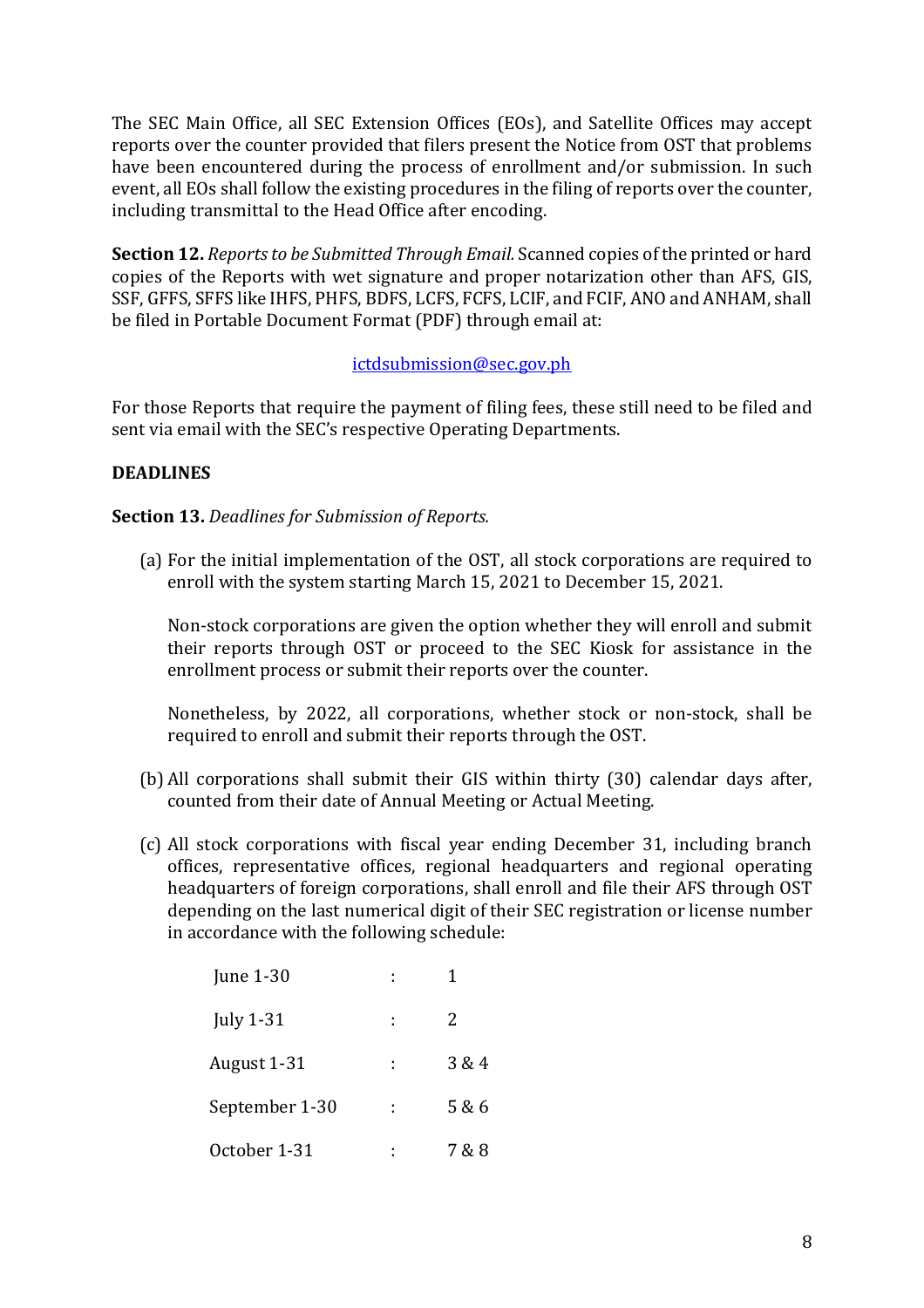The SEC Main Office, all SEC Extension Offices (EOs), and Satellite Offices may accept reports over the counter provided that filers present the Notice from OST that problems have been encountered during the process of enrollment and/or submission. In such event, all EOs shall follow the existing procedures in the filing of reports over the counter, including transmittal to the Head Office after encoding.

**Section 12.** *Reports to be Submitted Through Email.* Scanned copies of the printed or hard copies of the Reports with wet signature and proper notarization other than AFS, GIS, SSF, GFFS, SFFS like IHFS, PHFS, BDFS, LCFS, FCFS, LCIF, and FCIF, ANO and ANHAM, shall be filed in Portable Document Format (PDF) through email at:

ictdsubmission@sec.gov.ph

For those Reports that require the payment of filing fees, these still need to be filed and sent via email with the SEC's respective Operating Departments.

**DEADLINES**

**Section 13.** *Deadlines for Submission of Reports.*

(a) For the initial implementation of the OST, all stock corporations are required to enroll with the system starting March 15, 2021 to December 15, 2021.

   Non-stock corporations are given the option whether they will enroll and submit their reports through OST or proceed to the SEC Kiosk for assistance in the enrollment process or submit their reports over the counter.

   Nonetheless, by 2022, all corporations, whether stock or non-stock, shall be required to enroll and submit their reports through the OST.

(b) All corporations shall submit their GIS within thirty (30) calendar days after, counted from their date of Annual Meeting or Actual Meeting.

(c) All stock corporations with fiscal year ending December 31, including branch offices, representative offices, regional headquarters and regional operating headquarters of foreign corporations, shall enroll and file their AFS through OST depending on the last numerical digit of their SEC registration or license number in accordance with the following schedule:

| | | |
|---|---|---|
| June 1-30 | : | 1 |
| July 1-31 | : | 2 |
| August 1-31 | : | 3 & 4 |
| September 1-30 | : | 5 & 6 |
| October 1-31 | : | 7 & 8 |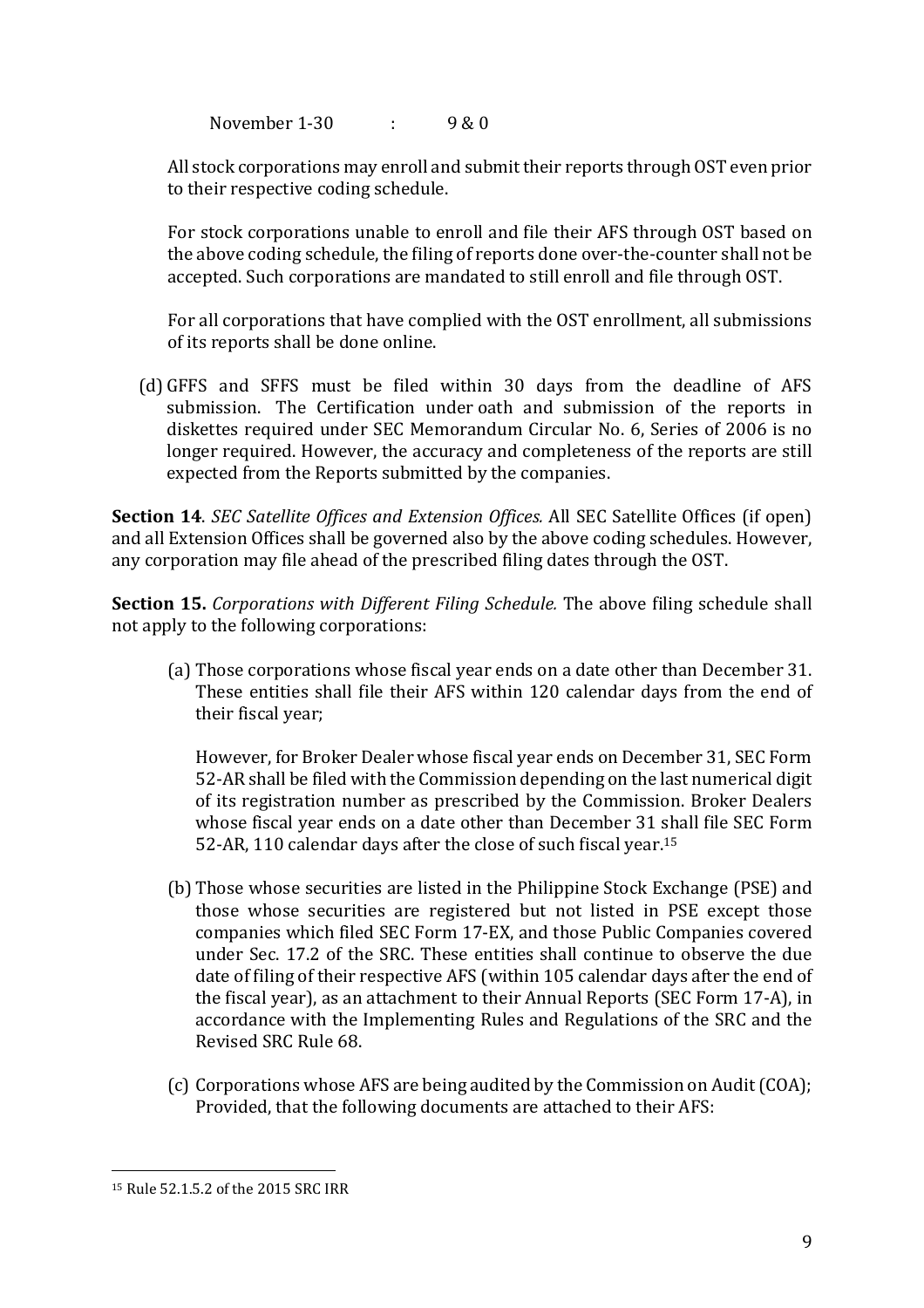November 1-30 : 9 & 0

All stock corporations may enroll and submit their reports through OST even prior to their respective coding schedule.

For stock corporations unable to enroll and file their AFS through OST based on the above coding schedule, the filing of reports done over-the-counter shall not be accepted. Such corporations are mandated to still enroll and file through OST.

For all corporations that have complied with the OST enrollment, all submissions of its reports shall be done online.

(d) GFFS and SFFS must be filed within 30 days from the deadline of AFS submission. The Certification under oath and submission of the reports in diskettes required under SEC Memorandum Circular No. 6, Series of 2006 is no longer required. However, the accuracy and completeness of the reports are still expected from the Reports submitted by the companies.

**Section 14**. *SEC Satellite Offices and Extension Offices.* All SEC Satellite Offices (if open) and all Extension Offices shall be governed also by the above coding schedules. However, any corporation may file ahead of the prescribed filing dates through the OST.

**Section 15.** *Corporations with Different Filing Schedule.* The above filing schedule shall not apply to the following corporations:

(a) Those corporations whose fiscal year ends on a date other than December 31. These entities shall file their AFS within 120 calendar days from the end of their fiscal year;

However, for Broker Dealer whose fiscal year ends on December 31, SEC Form 52-AR shall be filed with the Commission depending on the last numerical digit of its registration number as prescribed by the Commission. Broker Dealers whose fiscal year ends on a date other than December 31 shall file SEC Form 52-AR, 110 calendar days after the close of such fiscal year.[15]

(b) Those whose securities are listed in the Philippine Stock Exchange (PSE) and those whose securities are registered but not listed in PSE except those companies which filed SEC Form 17-EX, and those Public Companies covered under Sec. 17.2 of the SRC. These entities shall continue to observe the due date of filing of their respective AFS (within 105 calendar days after the end of the fiscal year), as an attachment to their Annual Reports (SEC Form 17-A), in accordance with the Implementing Rules and Regulations of the SRC and the Revised SRC Rule 68.

(c) Corporations whose AFS are being audited by the Commission on Audit (COA); Provided, that the following documents are attached to their AFS:

---

[15] Rule 52.1.5.2 of the 2015 SRC IRR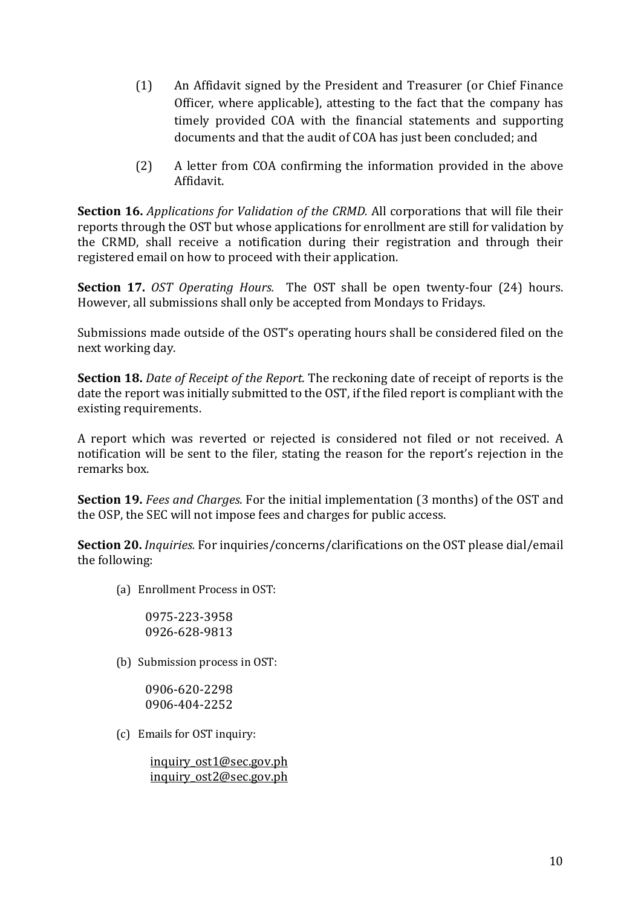(1) An Affidavit signed by the President and Treasurer (or Chief Finance Officer, where applicable), attesting to the fact that the company has timely provided COA with the financial statements and supporting documents and that the audit of COA has just been concluded; and

(2) A letter from COA confirming the information provided in the above Affidavit.

**Section 16.** *Applications for Validation of the CRMD.* All corporations that will file their reports through the OST but whose applications for enrollment are still for validation by the CRMD, shall receive a notification during their registration and through their registered email on how to proceed with their application.

**Section 17.** *OST Operating Hours.* The OST shall be open twenty-four (24) hours. However, all submissions shall only be accepted from Mondays to Fridays.

Submissions made outside of the OST's operating hours shall be considered filed on the next working day.

**Section 18.** *Date of Receipt of the Report.* The reckoning date of receipt of reports is the date the report was initially submitted to the OST, if the filed report is compliant with the existing requirements.

A report which was reverted or rejected is considered not filed or not received. A notification will be sent to the filer, stating the reason for the report's rejection in the remarks box.

**Section 19.** *Fees and Charges.* For the initial implementation (3 months) of the OST and the OSP, the SEC will not impose fees and charges for public access.

**Section 20.** *Inquiries.* For inquiries/concerns/clarifications on the OST please dial/email the following:

(a) Enrollment Process in OST:

0975-223-3958
0926-628-9813

(b) Submission process in OST:

0906-620-2298
0906-404-2252

(c) Emails for OST inquiry:

inquiry_ost1@sec.gov.ph
inquiry_ost2@sec.gov.ph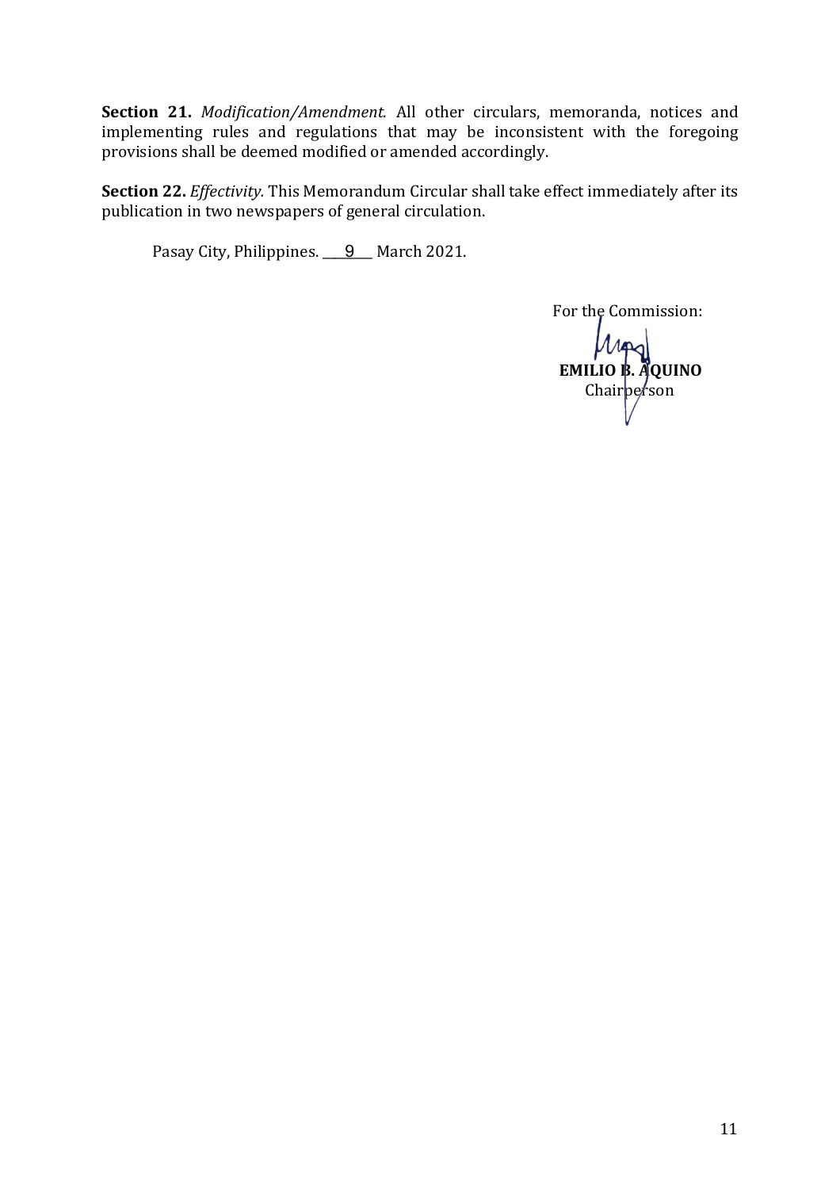**Section 21.** *Modification/Amendment.* All other circulars, memoranda, notices and implementing rules and regulations that may be inconsistent with the foregoing provisions shall be deemed modified or amended accordingly.

**Section 22.** *Effectivity.* This Memorandum Circular shall take effect immediately after its publication in two newspapers of general circulation.

Pasay City, Philippines. ___9___ March 2021.

For the Commission:

**EMILIO B. AQUINO**
Chairperson